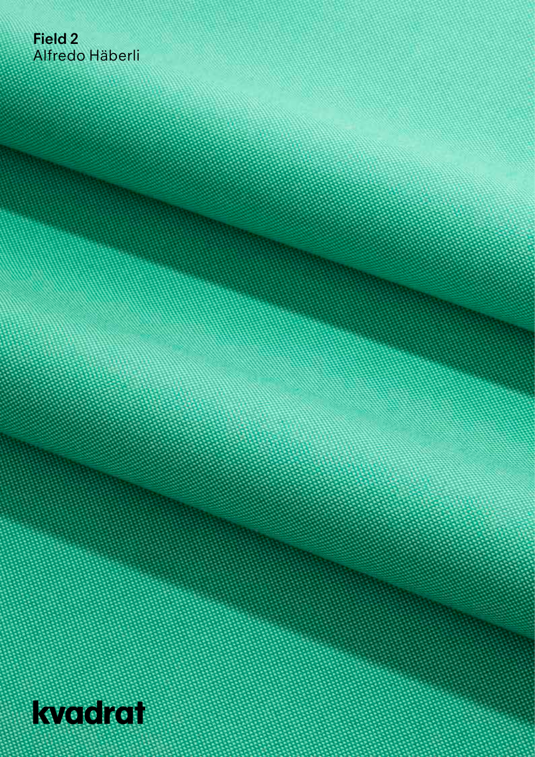**Field 2**
Alfredo Häberli

kvadrat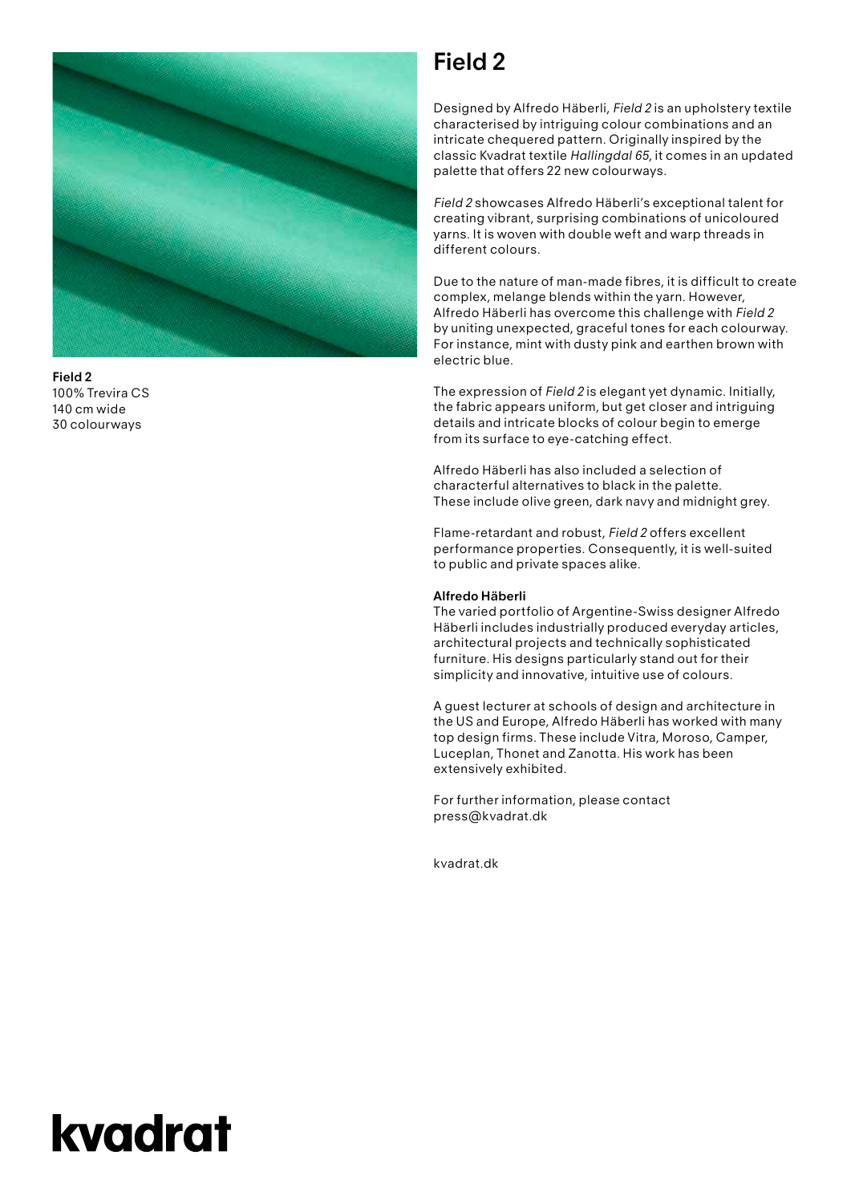**Field 2**
100% Trevira CS
140 cm wide
30 colourways

# Field 2

Designed by Alfredo Häberli, *Field 2* is an upholstery textile characterised by intriguing colour combinations and an intricate chequered pattern. Originally inspired by the classic Kvadrat textile *Hallingdal 65*, it comes in an updated palette that offers 22 new colourways.

*Field 2* showcases Alfredo Häberli's exceptional talent for creating vibrant, surprising combinations of unicoloured yarns. It is woven with double weft and warp threads in different colours.

Due to the nature of man-made fibres, it is difficult to create complex, melange blends within the yarn. However, Alfredo Häberli has overcome this challenge with *Field 2* by uniting unexpected, graceful tones for each colourway. For instance, mint with dusty pink and earthen brown with electric blue.

The expression of *Field 2* is elegant yet dynamic. Initially, the fabric appears uniform, but get closer and intriguing details and intricate blocks of colour begin to emerge from its surface to eye-catching effect.

Alfredo Häberli has also included a selection of characterful alternatives to black in the palette. These include olive green, dark navy and midnight grey.

Flame-retardant and robust, *Field 2* offers excellent performance properties. Consequently, it is well-suited to public and private spaces alike.

**Alfredo Häberli**
The varied portfolio of Argentine-Swiss designer Alfredo Häberli includes industrially produced everyday articles, architectural projects and technically sophisticated furniture. His designs particularly stand out for their simplicity and innovative, intuitive use of colours.

A guest lecturer at schools of design and architecture in the US and Europe, Alfredo Häberli has worked with many top design firms. These include Vitra, Moroso, Camper, Luceplan, Thonet and Zanotta. His work has been extensively exhibited.

For further information, please contact
press@kvadrat.dk

kvadrat.dk

kvadrat